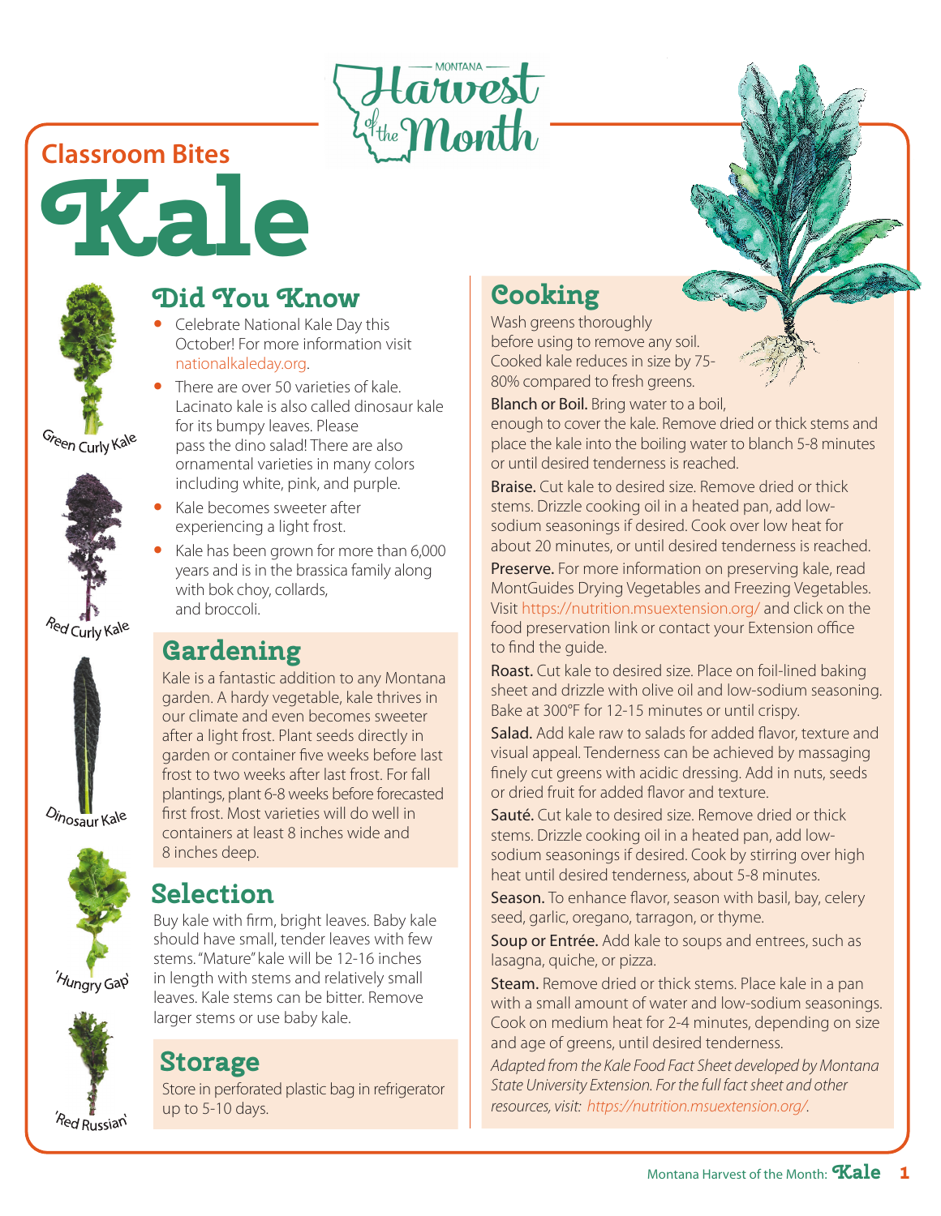Montana Harvest of the Month

Classroom Bites

# Kale

Green Curly Kale

Red Curly Kale

Dinosaur Kale

'Hungry Gap'

'Red Russian'

## Did You Know

- Celebrate National Kale Day this October! For more information visit nationalkaleday.org.
- There are over 50 varieties of kale. Lacinato kale is also called dinosaur kale for its bumpy leaves. Please pass the dino salad! There are also ornamental varieties in many colors including white, pink, and purple.
- Kale becomes sweeter after experiencing a light frost.
- Kale has been grown for more than 6,000 years and is in the brassica family along with bok choy, collards, and broccoli.

## Gardening

Kale is a fantastic addition to any Montana garden. A hardy vegetable, kale thrives in our climate and even becomes sweeter after a light frost. Plant seeds directly in garden or container five weeks before last frost to two weeks after last frost. For fall plantings, plant 6-8 weeks before forecasted first frost. Most varieties will do well in containers at least 8 inches wide and 8 inches deep.

## Selection

Buy kale with firm, bright leaves. Baby kale should have small, tender leaves with few stems. "Mature" kale will be 12-16 inches in length with stems and relatively small leaves. Kale stems can be bitter. Remove larger stems or use baby kale.

## Storage

Store in perforated plastic bag in refrigerator up to 5-10 days.

## Cooking

Wash greens thoroughly before using to remove any soil. Cooked kale reduces in size by 75-80% compared to fresh greens.

**Blanch or Boil.** Bring water to a boil, enough to cover the kale. Remove dried or thick stems and place the kale into the boiling water to blanch 5-8 minutes or until desired tenderness is reached.

**Braise.** Cut kale to desired size. Remove dried or thick stems. Drizzle cooking oil in a heated pan, add low-sodium seasonings if desired. Cook over low heat for about 20 minutes, or until desired tenderness is reached.

**Preserve.** For more information on preserving kale, read MontGuides Drying Vegetables and Freezing Vegetables. Visit https://nutrition.msuextension.org/ and click on the food preservation link or contact your Extension office to find the guide.

**Roast.** Cut kale to desired size. Place on foil-lined baking sheet and drizzle with olive oil and low-sodium seasoning. Bake at 300°F for 12-15 minutes or until crispy.

**Salad.** Add kale raw to salads for added flavor, texture and visual appeal. Tenderness can be achieved by massaging finely cut greens with acidic dressing. Add in nuts, seeds or dried fruit for added flavor and texture.

**Sauté.** Cut kale to desired size. Remove dried or thick stems. Drizzle cooking oil in a heated pan, add low-sodium seasonings if desired. Cook by stirring over high heat until desired tenderness, about 5-8 minutes.

**Season.** To enhance flavor, season with basil, bay, celery seed, garlic, oregano, tarragon, or thyme.

**Soup or Entrée.** Add kale to soups and entrees, such as lasagna, quiche, or pizza.

**Steam.** Remove dried or thick stems. Place kale in a pan with a small amount of water and low-sodium seasonings. Cook on medium heat for 2-4 minutes, depending on size and age of greens, until desired tenderness.

*Adapted from the Kale Food Fact Sheet developed by Montana State University Extension. For the full fact sheet and other resources, visit: https://nutrition.msuextension.org/.*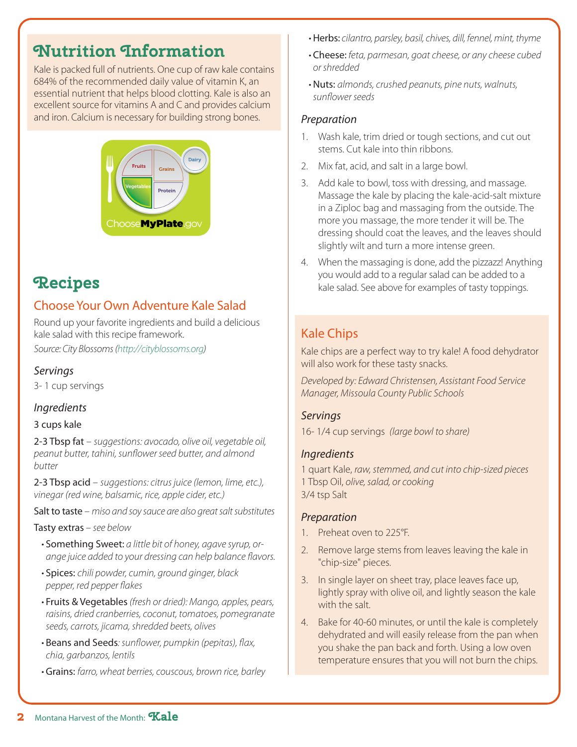# Nutrition Information

Kale is packed full of nutrients. One cup of raw kale contains 684% of the recommended daily value of vitamin K, an essential nutrient that helps blood clotting. Kale is also an excellent source for vitamins A and C and provides calcium and iron. Calcium is necessary for building strong bones.

# Recipes

## Choose Your Own Adventure Kale Salad

Round up your favorite ingredients and build a delicious kale salad with this recipe framework.

*Source: City Blossoms (http://cityblossoms.org)*

### *Servings*

3- 1 cup servings

### *Ingredients*

3 cups kale

2-3 Tbsp fat – *suggestions: avocado, olive oil, vegetable oil, peanut butter, tahini, sunflower seed butter, and almond butter*

2-3 Tbsp acid – *suggestions: citrus juice (lemon, lime, etc.), vinegar (red wine, balsamic, rice, apple cider, etc.)*

Salt to taste – *miso and soy sauce are also great salt substitutes*

Tasty extras – *see below*

- Something Sweet: *a little bit of honey, agave syrup, orange juice added to your dressing can help balance flavors.*
- Spices: *chili powder, cumin, ground ginger, black pepper, red pepper flakes*
- Fruits & Vegetables *(fresh or dried): Mango, apples, pears, raisins, dried cranberries, coconut, tomatoes, pomegranate seeds, carrots, jicama, shredded beets, olives*
- Beans and Seeds*: sunflower, pumpkin (pepitas), flax, chia, garbanzos, lentils*
- Grains: *farro, wheat berries, couscous, brown rice, barley*
- Herbs: *cilantro, parsley, basil, chives, dill, fennel, mint, thyme*
- Cheese: *feta, parmesan, goat cheese, or any cheese cubed or shredded*
- Nuts: *almonds, crushed peanuts, pine nuts, walnuts, sunflower seeds*

### *Preparation*

1. Wash kale, trim dried or tough sections, and cut out stems. Cut kale into thin ribbons.
2. Mix fat, acid, and salt in a large bowl.
3. Add kale to bowl, toss with dressing, and massage. Massage the kale by placing the kale-acid-salt mixture in a Ziploc bag and massaging from the outside. The more you massage, the more tender it will be. The dressing should coat the leaves, and the leaves should slightly wilt and turn a more intense green.
4. When the massaging is done, add the pizzazz! Anything you would add to a regular salad can be added to a kale salad. See above for examples of tasty toppings.

## Kale Chips

Kale chips are a perfect way to try kale! A food dehydrator will also work for these tasty snacks.

*Developed by: Edward Christensen, Assistant Food Service Manager, Missoula County Public Schools*

### *Servings*

16- 1/4 cup servings *(large bowl to share)*

### *Ingredients*

1 quart Kale, *raw, stemmed, and cut into chip-sized pieces*
1 Tbsp Oil, *olive, salad, or cooking*
3/4 tsp Salt

### *Preparation*

1. Preheat oven to 225°F.
2. Remove large stems from leaves leaving the kale in "chip-size" pieces.
3. In single layer on sheet tray, place leaves face up, lightly spray with olive oil, and lightly season the kale with the salt.
4. Bake for 40-60 minutes, or until the kale is completely dehydrated and will easily release from the pan when you shake the pan back and forth. Using a low oven temperature ensures that you will not burn the chips.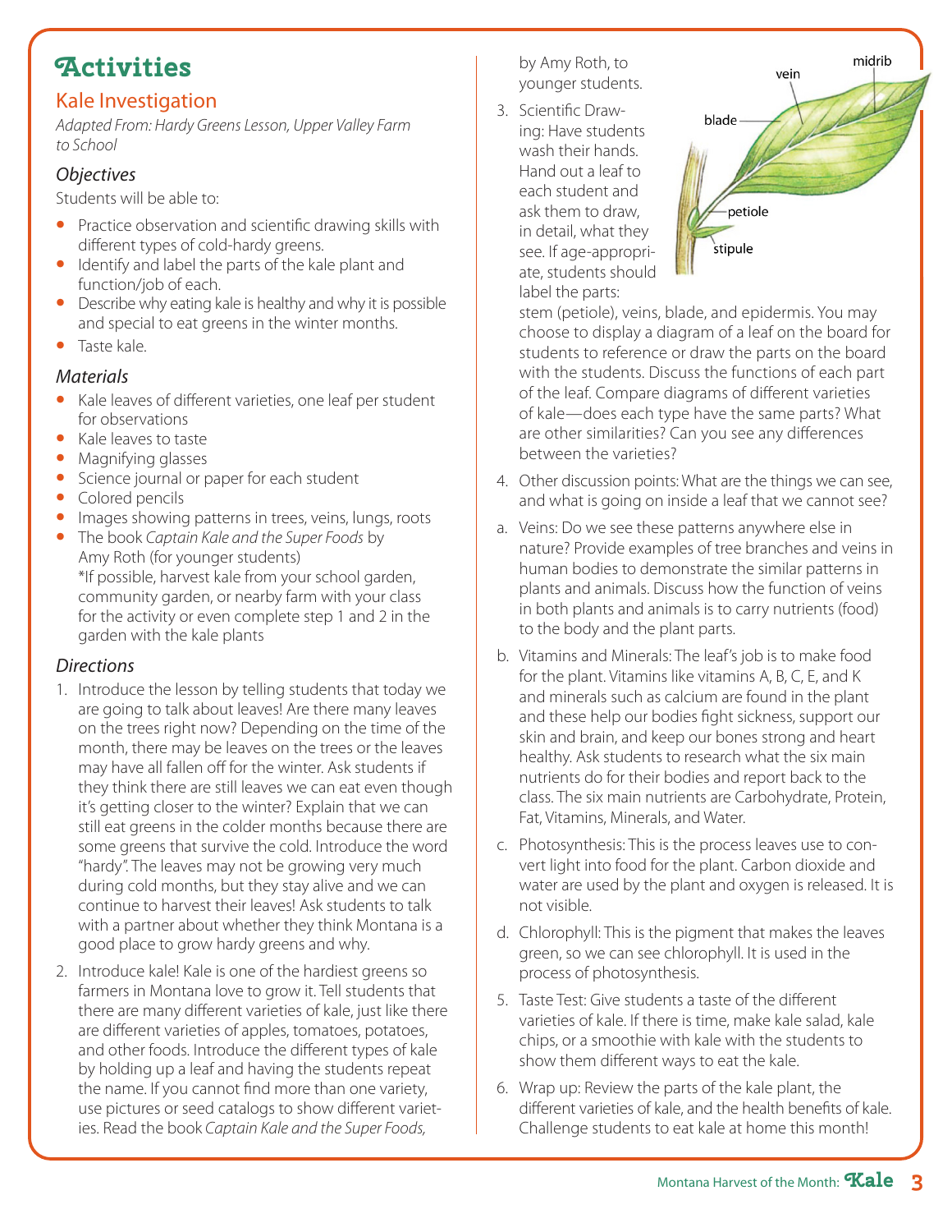# Activities

## Kale Investigation

*Adapted From: Hardy Greens Lesson, Upper Valley Farm to School*

### Objectives

Students will be able to:

- Practice observation and scientific drawing skills with different types of cold-hardy greens.
- Identify and label the parts of the kale plant and function/job of each.
- Describe why eating kale is healthy and why it is possible and special to eat greens in the winter months.
- Taste kale.

### Materials

- Kale leaves of different varieties, one leaf per student for observations
- Kale leaves to taste
- Magnifying glasses
- Science journal or paper for each student
- Colored pencils
- Images showing patterns in trees, veins, lungs, roots
- The book *Captain Kale and the Super Foods* by Amy Roth (for younger students)
  *If possible, harvest kale from your school garden, community garden, or nearby farm with your class for the activity or even complete step 1 and 2 in the garden with the kale plants

### Directions

1. Introduce the lesson by telling students that today we are going to talk about leaves! Are there many leaves on the trees right now? Depending on the time of the month, there may be leaves on the trees or the leaves may have all fallen off for the winter. Ask students if they think there are still leaves we can eat even though it's getting closer to the winter? Explain that we can still eat greens in the colder months because there are some greens that survive the cold. Introduce the word "hardy". The leaves may not be growing very much during cold months, but they stay alive and we can continue to harvest their leaves! Ask students to talk with a partner about whether they think Montana is a good place to grow hardy greens and why.
2. Introduce kale! Kale is one of the hardiest greens so farmers in Montana love to grow it. Tell students that there are many different varieties of kale, just like there are different varieties of apples, tomatoes, potatoes, and other foods. Introduce the different types of kale by holding up a leaf and having the students repeat the name. If you cannot find more than one variety, use pictures or seed catalogs to show different varieties. Read the book *Captain Kale and the Super Foods,* by Amy Roth, to younger students.
3. Scientific Drawing: Have students wash their hands. Hand out a leaf to each student and ask them to draw, in detail, what they see. If age-appropriate, students should label the parts: stem (petiole), veins, blade, and epidermis. You may choose to display a diagram of a leaf on the board for students to reference or draw the parts on the board with the students. Discuss the functions of each part of the leaf. Compare diagrams of different varieties of kale—does each type have the same parts? What are other similarities? Can you see any differences between the varieties?

   (Leaf diagram labels: midrib, vein, blade, petiole, stipule)

4. Other discussion points: What are the things we can see, and what is going on inside a leaf that we cannot see?

   a. Veins: Do we see these patterns anywhere else in nature? Provide examples of tree branches and veins in human bodies to demonstrate the similar patterns in plants and animals. Discuss how the function of veins in both plants and animals is to carry nutrients (food) to the body and the plant parts.

   b. Vitamins and Minerals: The leaf's job is to make food for the plant. Vitamins like vitamins A, B, C, E, and K and minerals such as calcium are found in the plant and these help our bodies fight sickness, support our skin and brain, and keep our bones strong and heart healthy. Ask students to research what the six main nutrients do for their bodies and report back to the class. The six main nutrients are Carbohydrate, Protein, Fat, Vitamins, Minerals, and Water.

   c. Photosynthesis: This is the process leaves use to convert light into food for the plant. Carbon dioxide and water are used by the plant and oxygen is released. It is not visible.

   d. Chlorophyll: This is the pigment that makes the leaves green, so we can see chlorophyll. It is used in the process of photosynthesis.

5. Taste Test: Give students a taste of the different varieties of kale. If there is time, make kale salad, kale chips, or a smoothie with kale with the students to show them different ways to eat the kale.
6. Wrap up: Review the parts of the kale plant, the different varieties of kale, and the health benefits of kale. Challenge students to eat kale at home this month!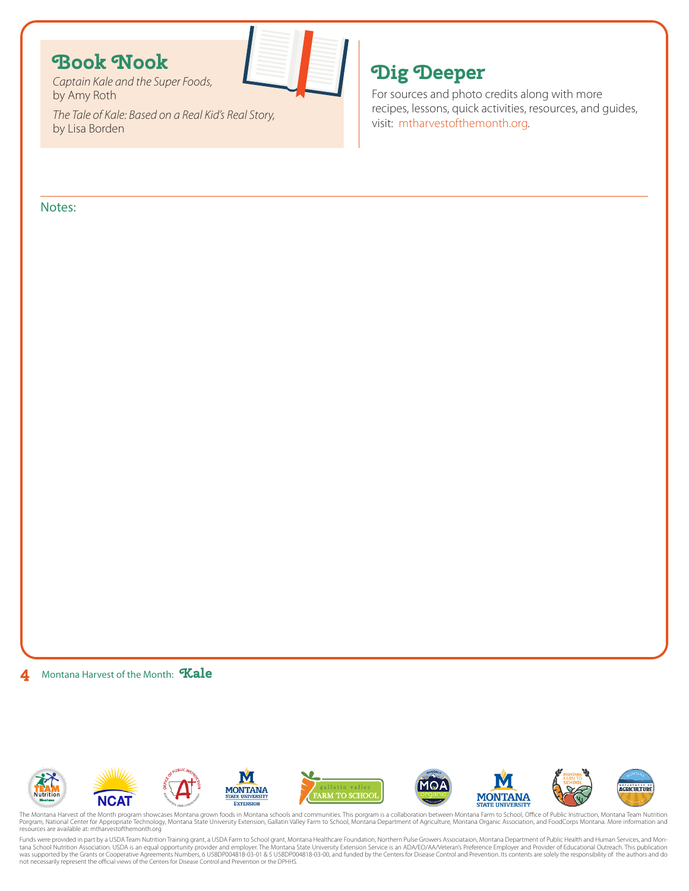## Book Nook

*Captain Kale and the Super Foods,* by Amy Roth

*The Tale of Kale: Based on a Real Kid's Real Story,* by Lisa Borden

## Dig Deeper

For sources and photo credits along with more recipes, lessons, quick activities, resources, and guides, visit: mtharvestofthemonth.org.

Notes:

Montana Harvest of the Month: **Kale**

The Montana Harvest of the Month program showcases Montana grown foods in Montana schools and communities. This porgram is a collaboration between Montana Farm to School, Office of Public Instruction, Montana Team Nutrition Porgram, National Center for Appropriate Technology, Montana State University Extension, Gallatin Valley Farm to School, Montana Department of Agriculture, Montana Organic Association, and FoodCorps Montana. More information and resources are available at: mtharvestofthemonth.org

Funds were provided in part by a USDA Team Nutrition Training grant, a USDA Farm to School grant, Montana Healthcare Foundation, Northern Pulse Growers Associataion, Montana Department of Public Health and Human Services, and Montana School Nutrition Association. USDA is an equal opportunity provider and employer. The Montana State University Extension Service is an ADA/EO/AA/Veteran's Preference Employer and Provider of Educational Outreach. This publication was supported by the Grants or Cooperative Agreements Numbers, 6 U58DP004818-03-01 & 5 U58DP004818-03-00, and funded by the Centers for Disease Control and Prevention. Its contents are solely the responsibility of the authors and do not necessarily represent the official views of the Centers for Disease Control and Prevention or the DPHHS.